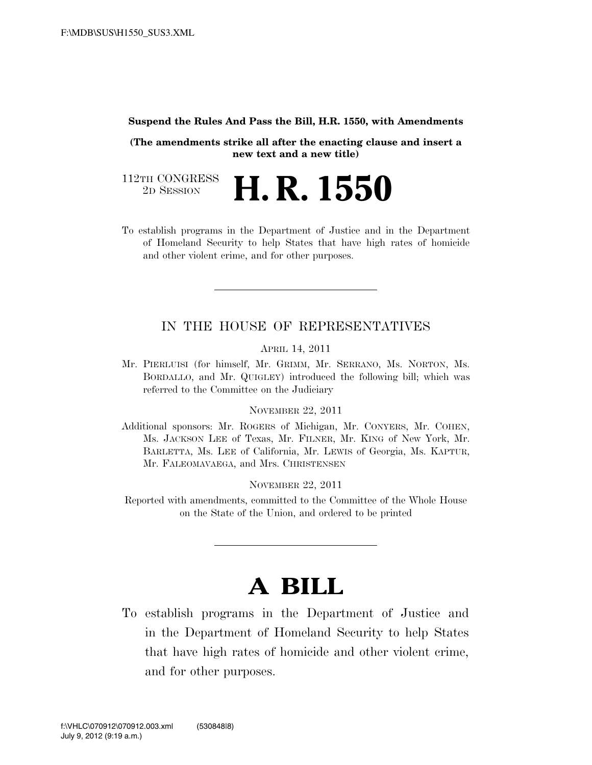**Suspend the Rules And Pass the Bill, H.R. 1550, with Amendments**

**(The amendments strike all after the enacting clause and insert a new text and a new title)**

112TH CONGRESS
2D SESSION

# H. R. 1550

To establish programs in the Department of Justice and in the Department of Homeland Security to help States that have high rates of homicide and other violent crime, and for other purposes.

---

IN THE HOUSE OF REPRESENTATIVES

APRIL 14, 2011

Mr. PIERLUISI (for himself, Mr. GRIMM, Mr. SERRANO, Ms. NORTON, Ms. BORDALLO, and Mr. QUIGLEY) introduced the following bill; which was referred to the Committee on the Judiciary

NOVEMBER 22, 2011

Additional sponsors: Mr. ROGERS of Michigan, Mr. CONYERS, Mr. COHEN, Ms. JACKSON LEE of Texas, Mr. FILNER, Mr. KING of New York, Mr. BARLETTA, Ms. LEE of California, Mr. LEWIS of Georgia, Ms. KAPTUR, Mr. FALEOMAVAEGA, and Mrs. CHRISTENSEN

NOVEMBER 22, 2011

Reported with amendments, committed to the Committee of the Whole House on the State of the Union, and ordered to be printed

---

# A BILL

To establish programs in the Department of Justice and in the Department of Homeland Security to help States that have high rates of homicide and other violent crime, and for other purposes.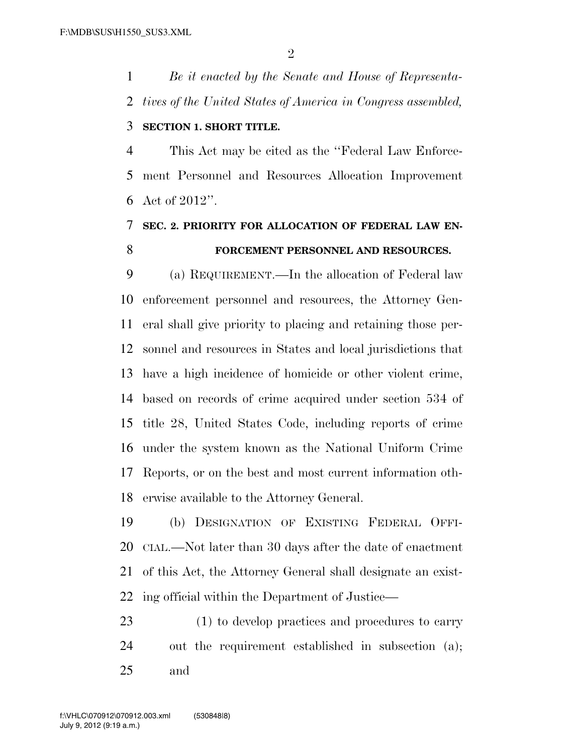*Be it enacted by the Senate and House of Representatives of the United States of America in Congress assembled,*

**SECTION 1. SHORT TITLE.**

This Act may be cited as the "Federal Law Enforcement Personnel and Resources Allocation Improvement Act of 2012".

**SEC. 2. PRIORITY FOR ALLOCATION OF FEDERAL LAW ENFORCEMENT PERSONNEL AND RESOURCES.**

(a) REQUIREMENT.—In the allocation of Federal law enforcement personnel and resources, the Attorney General shall give priority to placing and retaining those personnel and resources in States and local jurisdictions that have a high incidence of homicide or other violent crime, based on records of crime acquired under section 534 of title 28, United States Code, including reports of crime under the system known as the National Uniform Crime Reports, or on the best and most current information otherwise available to the Attorney General.

(b) DESIGNATION OF EXISTING FEDERAL OFFICIAL.—Not later than 30 days after the date of enactment of this Act, the Attorney General shall designate an existing official within the Department of Justice—

(1) to develop practices and procedures to carry out the requirement established in subsection (a); and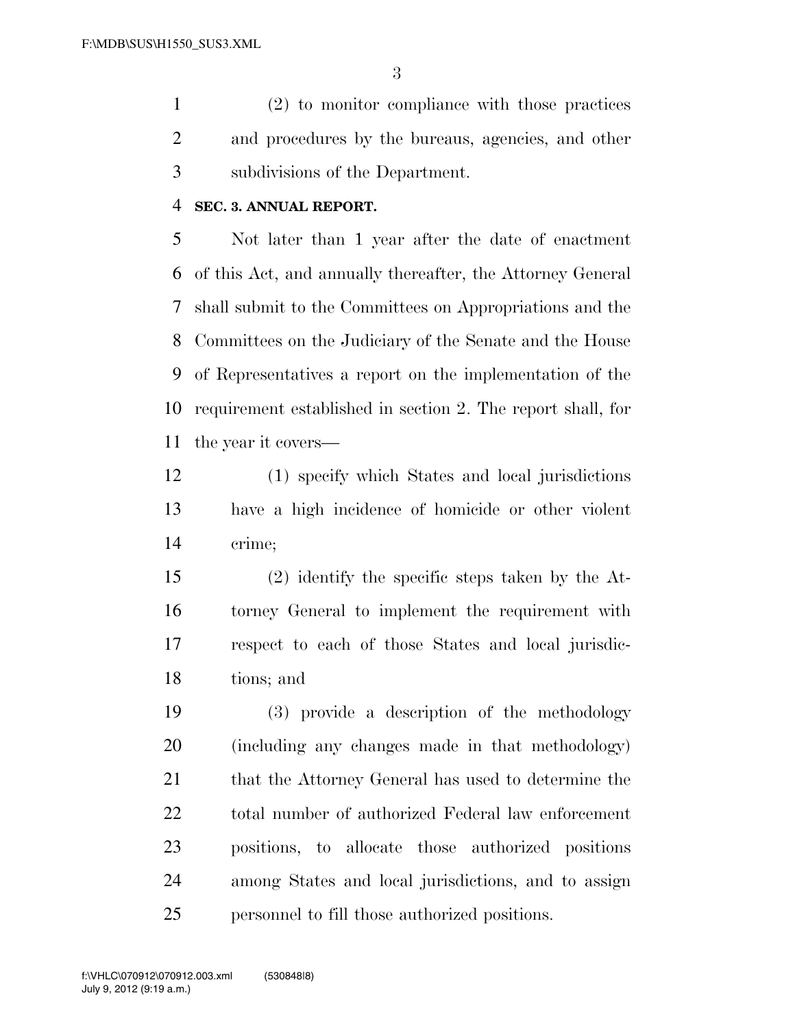(2) to monitor compliance with those practices and procedures by the bureaus, agencies, and other subdivisions of the Department.

**SEC. 3. ANNUAL REPORT.**

Not later than 1 year after the date of enactment of this Act, and annually thereafter, the Attorney General shall submit to the Committees on Appropriations and the Committees on the Judiciary of the Senate and the House of Representatives a report on the implementation of the requirement established in section 2. The report shall, for the year it covers—

(1) specify which States and local jurisdictions have a high incidence of homicide or other violent crime;

(2) identify the specific steps taken by the Attorney General to implement the requirement with respect to each of those States and local jurisdictions; and

(3) provide a description of the methodology (including any changes made in that methodology) that the Attorney General has used to determine the total number of authorized Federal law enforcement positions, to allocate those authorized positions among States and local jurisdictions, and to assign personnel to fill those authorized positions.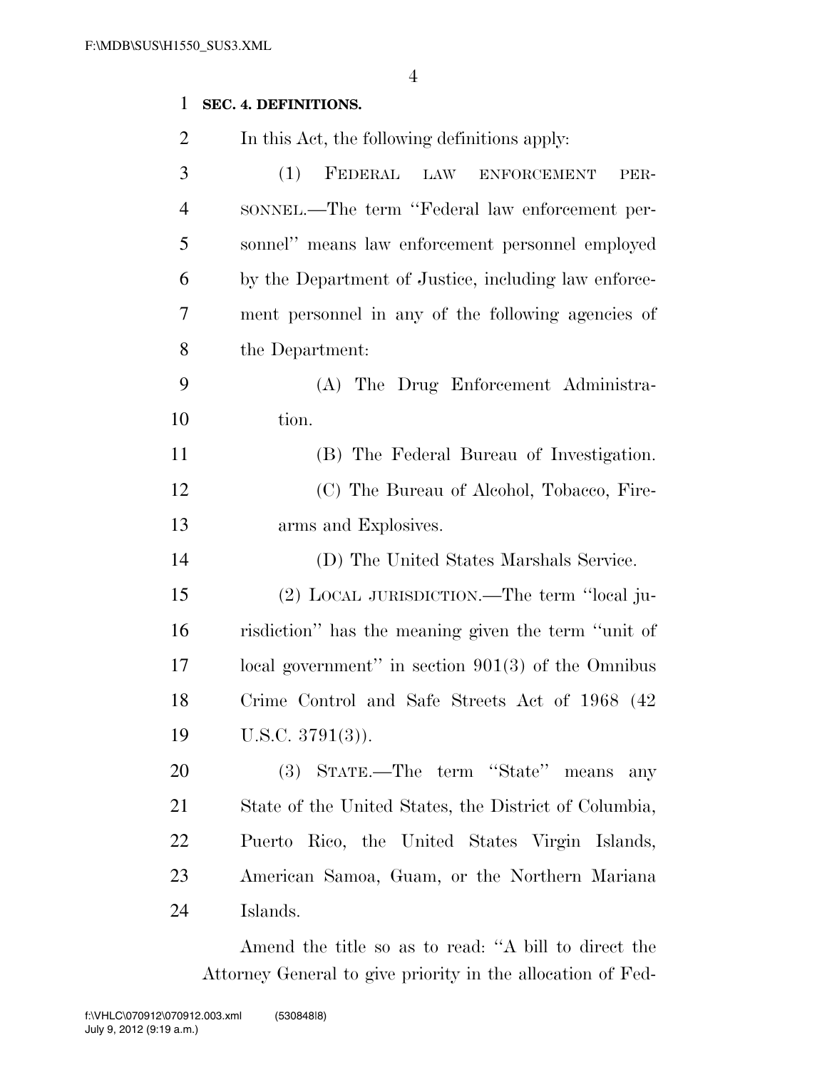**SEC. 4. DEFINITIONS.**

In this Act, the following definitions apply:

(1) FEDERAL LAW ENFORCEMENT PERSONNEL.—The term ''Federal law enforcement personnel'' means law enforcement personnel employed by the Department of Justice, including law enforcement personnel in any of the following agencies of the Department:

(A) The Drug Enforcement Administration.

(B) The Federal Bureau of Investigation.

(C) The Bureau of Alcohol, Tobacco, Firearms and Explosives.

(D) The United States Marshals Service.

(2) LOCAL JURISDICTION.—The term ''local jurisdiction'' has the meaning given the term ''unit of local government'' in section 901(3) of the Omnibus Crime Control and Safe Streets Act of 1968 (42 U.S.C. 3791(3)).

(3) STATE.—The term ''State'' means any State of the United States, the District of Columbia, Puerto Rico, the United States Virgin Islands, American Samoa, Guam, or the Northern Mariana Islands.

Amend the title so as to read: ''A bill to direct the Attorney General to give priority in the allocation of Fed-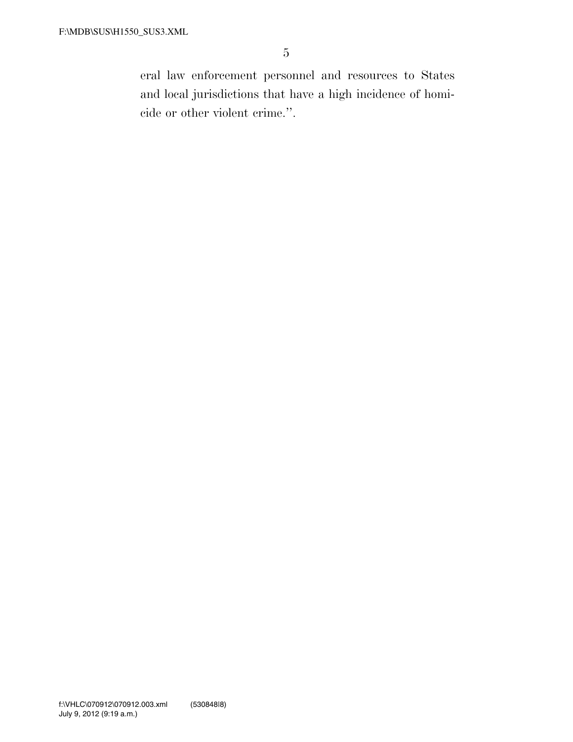eral law enforcement personnel and resources to States and local jurisdictions that have a high incidence of homicide or other violent crime.''.